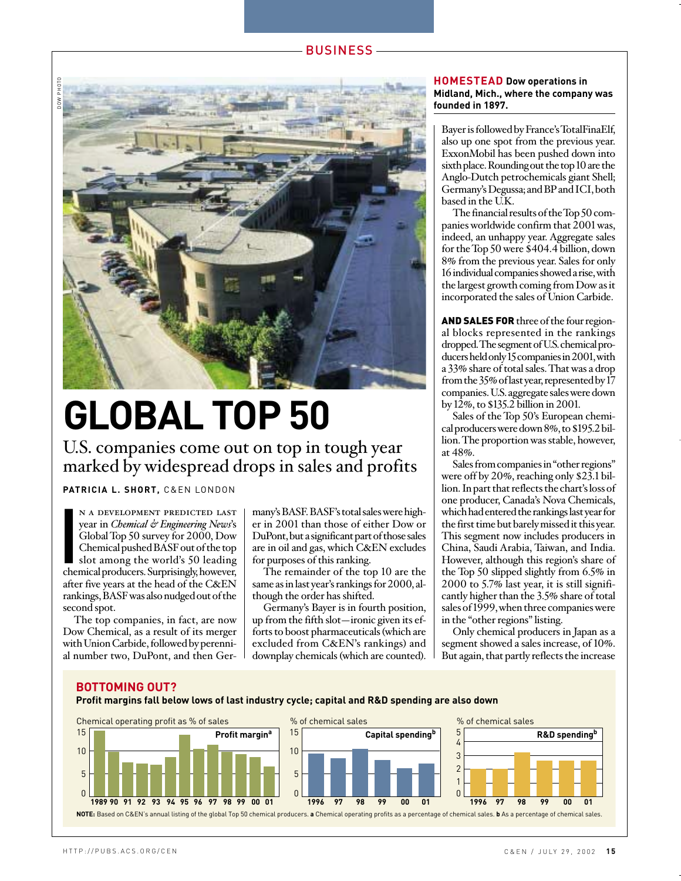BUSINESS

**HOMESTEAD** Dow operations in Midland, Mich., where the company was founded in 1897.

# GLOBAL TOP 50

## U.S. companies come out on top in tough year marked by widespread drops in sales and profits

**PATRICIA L. SHORT,** C&EN LONDON

In a development predicted last year in *Chemical & Engineering News*'s Global Top 50 survey for 2000, Dow Chemical pushed BASF out of the top slot among the world's 50 leading chemical producers. Surprisingly, however, after five years at the head of the C&EN rankings, BASF was also nudged out of the second spot.

The top companies, in fact, are now Dow Chemical, as a result of its merger with Union Carbide, followed by perennial number two, DuPont, and then Germany's BASF. BASF's total sales were higher in 2001 than those of either Dow or DuPont, but a significant part of those sales are in oil and gas, which C&EN excludes for purposes of this ranking.

The remainder of the top 10 are the same as in last year's rankings for 2000, although the order has shifted.

Germany's Bayer is in fourth position, up from the fifth slot—ironic given its efforts to boost pharmaceuticals (which are excluded from C&EN's rankings) and downplay chemicals (which are counted).

Bayer is followed by France's TotalFinaElf, also up one spot from the previous year. ExxonMobil has been pushed down into sixth place. Rounding out the top 10 are the Anglo-Dutch petrochemicals giant Shell; Germany's Degussa; and BP and ICI, both based in the U.K.

The financial results of the Top 50 companies worldwide confirm that 2001 was, indeed, an unhappy year. Aggregate sales for the Top 50 were $404.4 billion, down 8% from the previous year. Sales for only 16 individual companies showed a rise, with the largest growth coming from Dow as it incorporated the sales of Union Carbide.

**AND SALES FOR** three of the four regional blocks represented in the rankings dropped. The segment of U.S. chemical producers held only 15 companies in 2001, with a 33% share of total sales. That was a drop from the 35% of last year, represented by 17 companies. U.S. aggregate sales were down by 12%, to $135.2 billion in 2001.

Sales of the Top 50's European chemical producers were down 8%, to $195.2 billion. The proportion was stable, however, at 48%.

Sales from companies in "other regions" were off by 20%, reaching only $23.1 billion. In part that reflects the chart's loss of one producer, Canada's Nova Chemicals, which had entered the rankings last year for the first time but barely missed it this year. This segment now includes producers in China, Saudi Arabia, Taiwan, and India. However, although this region's share of the Top 50 slipped slightly from 6.5% in 2000 to 5.7% last year, it is still significantly higher than the 3.5% share of total sales of 1999, when three companies were in the "other regions" listing.

Only chemical producers in Japan as a segment showed a sales increase, of 10%. But again, that partly reflects the increase

**BOTTOMING OUT?**

**Profit margins fall below lows of last industry cycle; capital and R&D spending are also down**

Profit margin[a] — Chemical operating profit as % of sales: bar chart, 1989–2001

Capital spending[b] — % of chemical sales: bar chart, 1996–2001

R&D spending[b] — % of chemical sales: bar chart, 1996–2001

**NOTE:** Based on C&EN's annual listing of the global Top 50 chemical producers. **a** Chemical operating profits as a percentage of chemical sales. **b** As a percentage of chemical sales.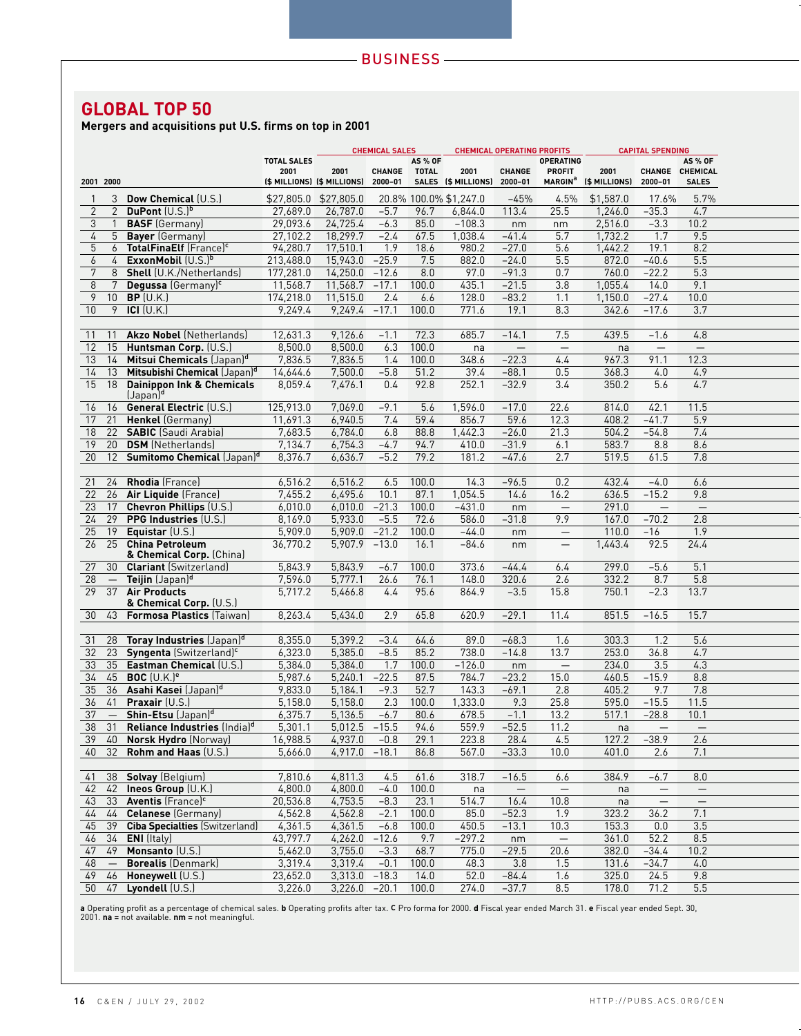## GLOBAL TOP 50

**Mergers and acquisitions put U.S. firms on top in 2001**

| 2001 | 2000 | | TOTAL SALES 2001 ($ MILLIONS) | CHEMICAL SALES 2001 ($ MILLIONS) | CHEMICAL SALES CHANGE 2000–01 | CHEMICAL SALES AS % OF TOTAL SALES | CHEMICAL OPERATING PROFITS 2001 ($ MILLIONS) | CHEMICAL OPERATING PROFITS CHANGE 2000–01 | OPERATING PROFIT MARGIN[a] | CAPITAL SPENDING 2001 ($ MILLIONS) | CAPITAL SPENDING CHANGE 2000–01 | CAPITAL SPENDING AS % OF CHEMICAL SALES |
|---|---|---|---|---|---|---|---|---|---|---|---|---|
| 1 | 3 | **Dow Chemical** (U.S.) | $27,805.0 | $27,805.0 | 20.8% | 100.0% | $1,247.0 | –45% | 4.5% | $1,587.0 | 17.6% | 5.7% |
| 2 | 2 | **DuPont** (U.S.)[b] | 27,689.0 | 26,787.0 | –5.7 | 96.7 | 6,844.0 | 113.4 | 25.5 | 1,246.0 | –35.3 | 4.7 |
| 3 | 1 | **BASF** (Germany) | 29,093.6 | 24,725.4 | –6.3 | 85.0 | –108.3 | nm | nm | 2,516.0 | –3.3 | 10.2 |
| 4 | 5 | **Bayer** (Germany) | 27,102.2 | 18,299.7 | –2.4 | 67.5 | 1,038.4 | –41.4 | 5.7 | 1,732.2 | 1.7 | 9.5 |
| 5 | 6 | **TotalFinaElf** (France)[c] | 94,280.7 | 17,510.1 | 1.9 | 18.6 | 980.2 | –27.0 | 5.6 | 1,442.2 | 19.1 | 8.2 |
| 6 | 4 | **ExxonMobil** (U.S.)[b] | 213,488.0 | 15,943.0 | –25.9 | 7.5 | 882.0 | –24.0 | 5.5 | 872.0 | –40.6 | 5.5 |
| 7 | 8 | **Shell** (U.K./Netherlands) | 177,281.0 | 14,250.0 | –12.6 | 8.0 | 97.0 | –91.3 | 0.7 | 760.0 | –22.2 | 5.3 |
| 8 | 7 | **Degussa** (Germany)[c] | 11,568.7 | 11,568.7 | –17.1 | 100.0 | 435.1 | –21.5 | 3.8 | 1,055.4 | 14.0 | 9.1 |
| 9 | 10 | **BP** (U.K.) | 174,218.0 | 11,515.0 | 2.4 | 6.6 | 128.0 | –83.2 | 1.1 | 1,150.0 | –27.4 | 10.0 |
| 10 | 9 | **ICI** (U.K.) | 9,249.4 | 9,249.4 | –17.1 | 100.0 | 771.6 | 19.1 | 8.3 | 342.6 | –17.6 | 3.7 |
| 11 | 11 | **Akzo Nobel** (Netherlands) | 12,631.3 | 9,126.6 | –1.1 | 72.3 | 685.7 | –14.1 | 7.5 | 439.5 | –1.6 | 4.8 |
| 12 | 15 | **Huntsman Corp.** (U.S.) | 8,500.0 | 8,500.0 | 6.3 | 100.0 | na | — | — | na | — | — |
| 13 | 14 | **Mitsui Chemicals** (Japan)[d] | 7,836.5 | 7,836.5 | 1.4 | 100.0 | 348.6 | –22.3 | 4.4 | 967.3 | 91.1 | 12.3 |
| 14 | 13 | **Mitsubishi Chemical** (Japan)[d] | 14,644.6 | 7,500.0 | –5.8 | 51.2 | 39.4 | –88.1 | 0.5 | 368.3 | 4.0 | 4.9 |
| 15 | 18 | **Dainippon Ink & Chemicals** (Japan)[d] | 8,059.4 | 7,476.1 | 0.4 | 92.8 | 252.1 | –32.9 | 3.4 | 350.2 | 5.6 | 4.7 |
| 16 | 16 | **General Electric** (U.S.) | 125,913.0 | 7,069.0 | –9.1 | 5.6 | 1,596.0 | –17.0 | 22.6 | 814.0 | 42.1 | 11.5 |
| 17 | 21 | **Henkel** (Germany) | 11,691.3 | 6,940.5 | 7.4 | 59.4 | 856.7 | 59.6 | 12.3 | 408.2 | –41.7 | 5.9 |
| 18 | 22 | **SABIC** (Saudi Arabia) | 7,683.5 | 6,784.0 | 6.8 | 88.8 | 1,442.3 | –26.0 | 21.3 | 504.2 | –54.8 | 7.4 |
| 19 | 20 | **DSM** (Netherlands) | 7,134.7 | 6,754.3 | –4.7 | 94.7 | 410.0 | –31.9 | 6.1 | 583.7 | 8.8 | 8.6 |
| 20 | 12 | **Sumitomo Chemical** (Japan)[d] | 8,376.7 | 6,636.7 | –5.2 | 79.2 | 181.2 | –47.6 | 2.7 | 519.5 | 61.5 | 7.8 |
| 21 | 24 | **Rhodia** (France) | 6,516.2 | 6,516.2 | 6.5 | 100.0 | 14.3 | –96.5 | 0.2 | 432.4 | –4.0 | 6.6 |
| 22 | 26 | **Air Liquide** (France) | 7,455.2 | 6,495.6 | 10.1 | 87.1 | 1,054.5 | 14.6 | 16.2 | 636.5 | –15.2 | 9.8 |
| 23 | 17 | **Chevron Phillips** (U.S.) | 6,010.0 | 6,010.0 | –21.3 | 100.0 | –431.0 | nm | — | 291.0 | — | — |
| 24 | 29 | **PPG Industries** (U.S.) | 8,169.0 | 5,933.0 | –5.5 | 72.6 | 586.0 | –31.8 | 9.9 | 167.0 | –70.2 | 2.8 |
| 25 | 19 | **Equistar** (U.S.) | 5,909.0 | 5,909.0 | –21.2 | 100.0 | –44.0 | nm | — | 110.0 | –16 | 1.9 |
| 26 | 25 | **China Petroleum & Chemical Corp.** (China) | 36,770.2 | 5,907.9 | –13.0 | 16.1 | –84.6 | nm | — | 1,443.4 | 92.5 | 24.4 |
| 27 | 30 | **Clariant** (Switzerland) | 5,843.9 | 5,843.9 | –6.7 | 100.0 | 373.6 | –44.4 | 6.4 | 299.0 | –5.6 | 5.1 |
| 28 | — | **Teijin** (Japan)[d] | 7,596.0 | 5,777.1 | 26.6 | 76.1 | 148.0 | 320.6 | 2.6 | 332.2 | 8.7 | 5.8 |
| 29 | 37 | **Air Products & Chemical Corp.** (U.S.) | 5,717.2 | 5,466.8 | 4.4 | 95.6 | 864.9 | –3.5 | 15.8 | 750.1 | –2.3 | 13.7 |
| 30 | 43 | **Formosa Plastics** (Taiwan) | 8,263.4 | 5,434.0 | 2.9 | 65.8 | 620.9 | –29.1 | 11.4 | 851.5 | –16.5 | 15.7 |
| 31 | 28 | **Toray Industries** (Japan)[d] | 8,355.0 | 5,399.2 | –3.4 | 64.6 | 89.0 | –68.3 | 1.6 | 303.3 | 1.2 | 5.6 |
| 32 | 23 | **Syngenta** (Switzerland)[c] | 6,323.0 | 5,385.0 | –8.5 | 85.2 | 738.0 | –14.8 | 13.7 | 253.0 | 36.8 | 4.7 |
| 33 | 35 | **Eastman Chemical** (U.S.) | 5,384.0 | 5,384.0 | 1.7 | 100.0 | –126.0 | nm | — | 234.0 | 3.5 | 4.3 |
| 34 | 45 | **BOC** (U.K.)[e] | 5,987.6 | 5,240.1 | –22.5 | 87.5 | 784.7 | –23.2 | 15.0 | 460.5 | –15.9 | 8.8 |
| 35 | 36 | **Asahi Kasei** (Japan)[d] | 9,833.0 | 5,184.1 | –9.3 | 52.7 | 143.3 | –69.1 | 2.8 | 405.2 | 9.7 | 7.8 |
| 36 | 41 | **Praxair** (U.S.) | 5,158.0 | 5,158.0 | 2.3 | 100.0 | 1,333.0 | 9.3 | 25.8 | 595.0 | –15.5 | 11.5 |
| 37 | — | **Shin-Etsu** (Japan)[d] | 6,375.7 | 5,136.5 | –6.7 | 80.6 | 678.5 | –1.1 | 13.2 | 517.1 | –28.8 | 10.1 |
| 38 | 31 | **Reliance Industries** (India)[d] | 5,301.1 | 5,012.5 | –15.5 | 94.6 | 559.9 | –52.5 | 11.2 | na | — | — |
| 39 | 40 | **Norsk Hydro** (Norway) | 16,988.5 | 4,937.0 | –0.8 | 29.1 | 223.8 | 28.4 | 4.5 | 127.2 | –38.9 | 2.6 |
| 40 | 32 | **Rohm and Haas** (U.S.) | 5,666.0 | 4,917.0 | –18.1 | 86.8 | 567.0 | –33.3 | 10.0 | 401.0 | 2.6 | 7.1 |
| 41 | 38 | **Solvay** (Belgium) | 7,810.6 | 4,811.3 | 4.5 | 61.6 | 318.7 | –16.5 | 6.6 | 384.9 | –6.7 | 8.0 |
| 42 | 42 | **Ineos Group** (U.K.) | 4,800.0 | 4,800.0 | –4.0 | 100.0 | na | — | — | na | — | — |
| 43 | 33 | **Aventis** (France)[c] | 20,536.8 | 4,753.5 | –8.3 | 23.1 | 514.7 | 16.4 | 10.8 | na | — | — |
| 44 | 44 | **Celanese** (Germany) | 4,562.8 | 4,562.8 | –2.1 | 100.0 | 85.0 | –52.3 | 1.9 | 323.2 | 36.2 | 7.1 |
| 45 | 39 | **Ciba Specialties** (Switzerland) | 4,361.5 | 4,361.5 | –6.8 | 100.0 | 450.5 | –13.1 | 10.3 | 153.3 | 0.0 | 3.5 |
| 46 | 34 | **ENI** (Italy) | 43,797.7 | 4,262.0 | –12.6 | 9.7 | –297.2 | nm | — | 361.0 | 52.2 | 8.5 |
| 47 | 49 | **Monsanto** (U.S.) | 5,462.0 | 3,755.0 | –3.3 | 68.7 | 775.0 | –29.5 | 20.6 | 382.0 | –34.4 | 10.2 |
| 48 | — | **Borealis** (Denmark) | 3,319.4 | 3,319.4 | –0.1 | 100.0 | 48.3 | 3.8 | 1.5 | 131.6 | –34.7 | 4.0 |
| 49 | 46 | **Honeywell** (U.S.) | 23,652.0 | 3,313.0 | –18.3 | 14.0 | 52.0 | –84.4 | 1.6 | 325.0 | 24.5 | 9.8 |
| 50 | 47 | **Lyondell** (U.S.) | 3,226.0 | 3,226.0 | –20.1 | 100.0 | 274.0 | –37.7 | 8.5 | 178.0 | 71.2 | 5.5 |

**a** Operating profit as a percentage of chemical sales. **b** Operating profits after tax. **c** Pro forma for 2000. **d** Fiscal year ended March 31. **e** Fiscal year ended Sept. 30, 2001. **na** = not available. **nm** = not meaningful.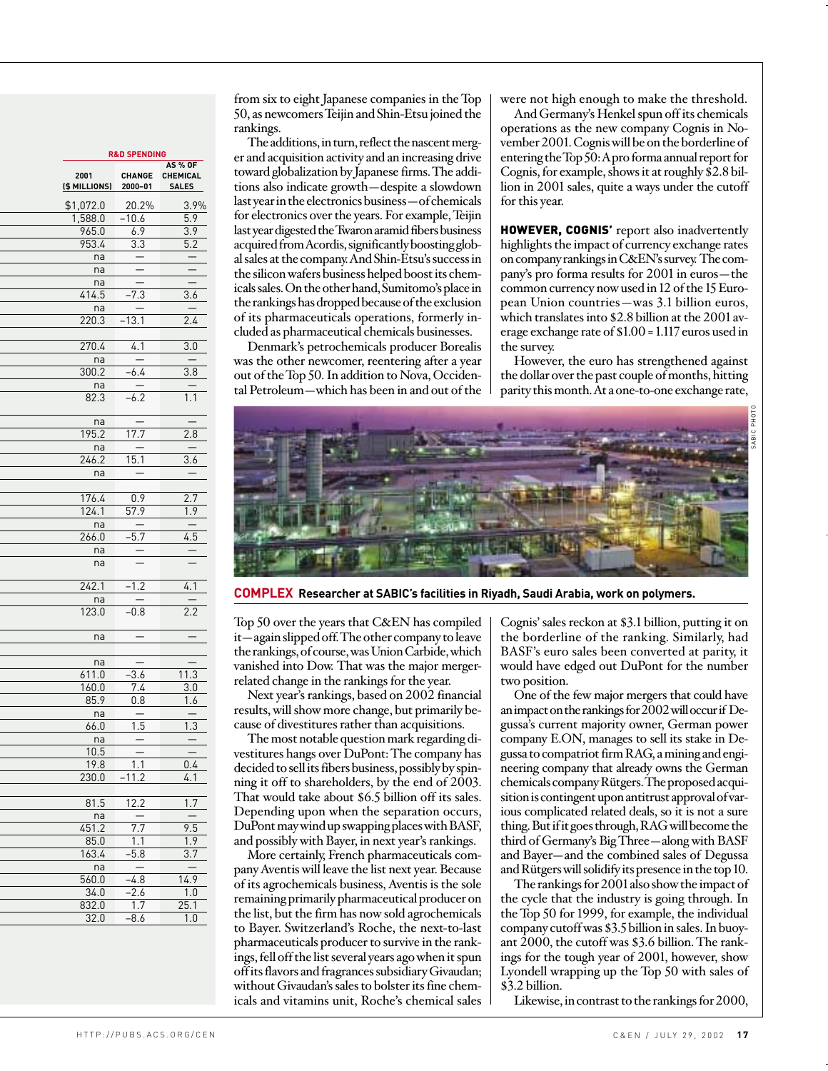| R&D SPENDING | | |
|---|---|---|
| 2001 ($ MILLIONS) | CHANGE 2000–01 | AS % OF CHEMICAL SALES |
| $1,072.0 | 20.2% | 3.9% |
| 1,588.0 | −10.6 | 5.9 |
| 965.0 | 6.9 | 3.9 |
| 953.4 | 3.3 | 5.2 |
| na | — | — |
| na | — | — |
| na | — | — |
| 414.5 | −7.3 | 3.6 |
| na | — | — |
| 220.3 | −13.1 | 2.4 |
| 270.4 | 4.1 | 3.0 |
| na | — | — |
| 300.2 | −6.4 | 3.8 |
| na | — | — |
| 82.3 | −6.2 | 1.1 |
| na | — | — |
| 195.2 | 17.7 | 2.8 |
| na | — | — |
| 246.2 | 15.1 | 3.6 |
| na | — | — |
| 176.4 | 0.9 | 2.7 |
| 124.1 | 57.9 | 1.9 |
| na | — | — |
| 266.0 | −5.7 | 4.5 |
| na | — | — |
| na | — | — |
| 242.1 | −1.2 | 4.1 |
| na | — | — |
| 123.0 | −0.8 | 2.2 |
| na | — | — |
| na | — | — |
| 611.0 | −3.6 | 11.3 |
| 160.0 | 7.4 | 3.0 |
| 85.9 | 0.8 | 1.6 |
| na | — | — |
| 66.0 | 1.5 | 1.3 |
| na | — | — |
| 10.5 | — | — |
| 19.8 | 1.1 | 0.4 |
| 230.0 | −11.2 | 4.1 |
| 81.5 | 12.2 | 1.7 |
| na | — | — |
| 451.2 | 7.7 | 9.5 |
| 85.0 | 1.1 | 1.9 |
| 163.4 | −5.8 | 3.7 |
| na | — | — |
| 560.0 | −4.8 | 14.9 |
| 34.0 | −2.6 | 1.0 |
| 832.0 | 1.7 | 25.1 |
| 32.0 | −8.6 | 1.0 |

from six to eight Japanese companies in the Top 50, as newcomers Teijin and Shin-Etsu joined the rankings.

The additions, in turn, reflect the nascent merger and acquisition activity and an increasing drive toward globalization by Japanese firms. The additions also indicate growth—despite a slowdown last year in the electronics business—of chemicals for electronics over the years. For example, Teijin last year digested the Twaron aramid fibers business acquired from Acordis, significantly boosting global sales at the company. And Shin-Etsu's success in the silicon wafers business helped boost its chemicals sales. On the other hand, Sumitomo's place in the rankings has dropped because of the exclusion of its pharmaceuticals operations, formerly included as pharmaceutical chemicals businesses.

Denmark's petrochemicals producer Borealis was the other newcomer, reentering after a year out of the Top 50. In addition to Nova, Occidental Petroleum—which has been in and out of the Top 50 over the years that C&EN has compiled it—again slipped off. The other company to leave the rankings, of course, was Union Carbide, which vanished into Dow. That was the major merger-related change in the rankings for the year.

Next year's rankings, based on 2002 financial results, will show more change, but primarily because of divestitures rather than acquisitions.

The most notable question mark regarding divestitures hangs over DuPont: The company has decided to sell its fibers business, possibly by spinning it off to shareholders, by the end of 2003. That would take about $6.5 billion off its sales. Depending upon when the separation occurs, DuPont may wind up swapping places with BASF, and possibly with Bayer, in next year's rankings.

More certainly, French pharmaceuticals company Aventis will leave the list next year. Because of its agrochemicals business, Aventis is the sole remaining primarily pharmaceutical producer on the list, but the firm has now sold agrochemicals to Bayer. Switzerland's Roche, the next-to-last pharmaceuticals producer to survive in the rankings, fell off the list several years ago when it spun off its flavors and fragrances subsidiary Givaudan; without Givaudan's sales to bolster its fine chemicals and vitamins unit, Roche's chemical sales were not high enough to make the threshold.

And Germany's Henkel spun off its chemicals operations as the new company Cognis in November 2001. Cognis will be on the borderline of entering the Top 50: A pro forma annual report for Cognis, for example, shows it at roughly $2.8 billion in 2001 sales, quite a ways under the cutoff for this year.

**HOWEVER, COGNIS'** report also inadvertently highlights the impact of currency exchange rates on company rankings in C&EN's survey. The company's pro forma results for 2001 in euros—the common currency now used in 12 of the 15 European Union countries—was 3.1 billion euros, which translates into $2.8 billion at the 2001 average exchange rate of $1.00 = 1.117 euros used in the survey.

However, the euro has strengthened against the dollar over the past couple of months, hitting parity this month. At a one-to-one exchange rate, Cognis' sales reckon at $3.1 billion, putting it on the borderline of the ranking. Similarly, had BASF's euro sales been converted at parity, it would have edged out DuPont for the number two position.

One of the few major mergers that could have an impact on the rankings for 2002 will occur if Degussa's current majority owner, German power company E.ON, manages to sell its stake in Degussa to compatriot firm RAG, a mining and engineering company that already owns the German chemicals company Rütgers. The proposed acquisition is contingent upon antitrust approval of various complicated related deals, so it is not a sure thing. But if it goes through, RAG will become the third of Germany's Big Three—along with BASF and Bayer—and the combined sales of Degussa and Rütgers will solidify its presence in the top 10.

The rankings for 2001 also show the impact of the cycle that the industry is going through. In the Top 50 for 1999, for example, the individual company cutoff was $3.5 billion in sales. In buoyant 2000, the cutoff was $3.6 billion. The rankings for the tough year of 2001, however, show Lyondell wrapping up the Top 50 with sales of $3.2 billion.

Likewise, in contrast to the rankings for 2000,

SABIC PHOTO

**COMPLEX** Researcher at SABIC's facilities in Riyadh, Saudi Arabia, work on polymers.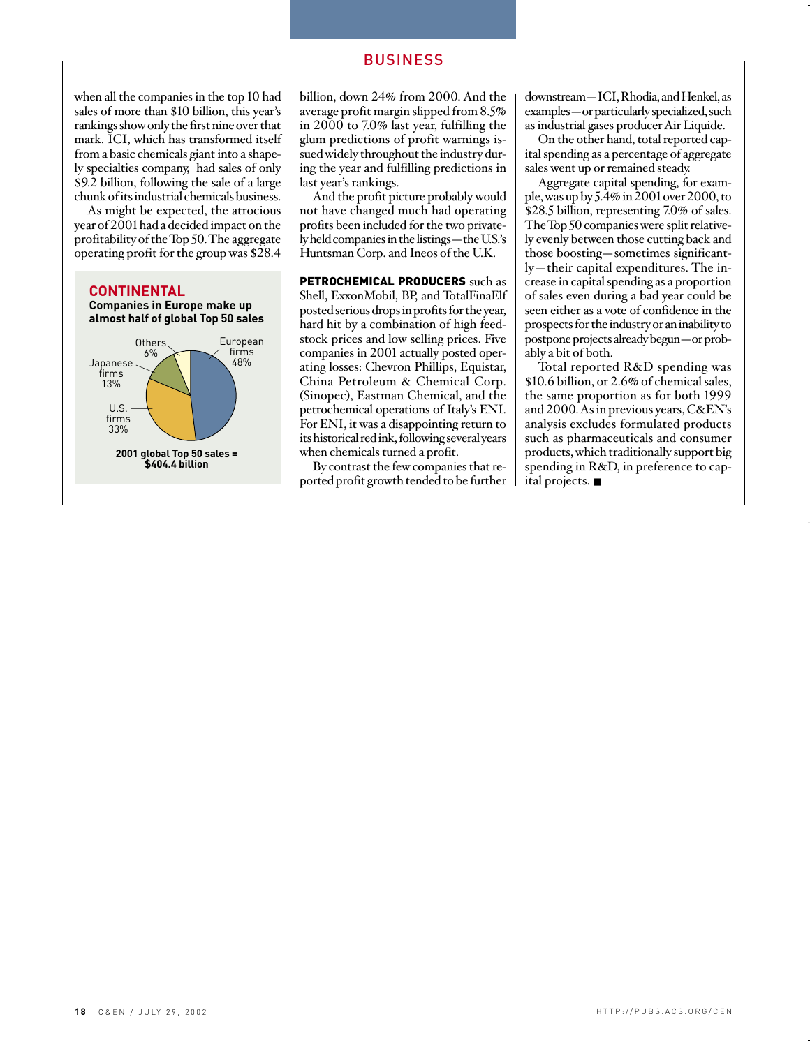when all the companies in the top 10 had sales of more than $10 billion, this year's rankings show only the first nine over that mark. ICI, which has transformed itself from a basic chemicals giant into a shapely specialties company, had sales of only $9.2 billion, following the sale of a large chunk of its industrial chemicals business.

As might be expected, the atrocious year of 2001 had a decided impact on the profitability of the Top 50. The aggregate operating profit for the group was $28.4 billion, down 24% from 2000. And the average profit margin slipped from 8.5% in 2000 to 7.0% last year, fulfilling the glum predictions of profit warnings issued widely throughout the industry during the year and fulfilling predictions in last year's rankings.

And the profit picture probably would not have changed much had operating profits been included for the two privately held companies in the listings—the U.S.'s Huntsman Corp. and Ineos of the U.K.

**CONTINENTAL**

**Companies in Europe make up almost half of global Top 50 sales**

European firms 48%

U.S. firms 33%

Japanese firms 13%

Others 6%

**2001 global Top 50 sales = $404.4 billion**

**PETROCHEMICAL PRODUCERS** such as Shell, ExxonMobil, BP, and TotalFinaElf posted serious drops in profits for the year, hard hit by a combination of high feedstock prices and low selling prices. Five companies in 2001 actually posted operating losses: Chevron Phillips, Equistar, China Petroleum & Chemical Corp. (Sinopec), Eastman Chemical, and the petrochemical operations of Italy's ENI. For ENI, it was a disappointing return to its historical red ink, following several years when chemicals turned a profit.

By contrast the few companies that reported profit growth tended to be further downstream—ICI, Rhodia, and Henkel, as examples—or particularly specialized, such as industrial gases producer Air Liquide.

On the other hand, total reported capital spending as a percentage of aggregate sales went up or remained steady.

Aggregate capital spending, for example, was up by 5.4% in 2001 over 2000, to $28.5 billion, representing 7.0% of sales. The Top 50 companies were split relatively evenly between those cutting back and those boosting—sometimes significantly—their capital expenditures. The increase in capital spending as a proportion of sales even during a bad year could be seen either as a vote of confidence in the prospects for the industry or an inability to postpone projects already begun—or probably a bit of both.

Total reported R&D spending was $10.6 billion, or 2.6% of chemical sales, the same proportion as for both 1999 and 2000. As in previous years, C&EN's analysis excludes formulated products such as pharmaceuticals and consumer products, which traditionally support big spending in R&D, in preference to capital projects. ■